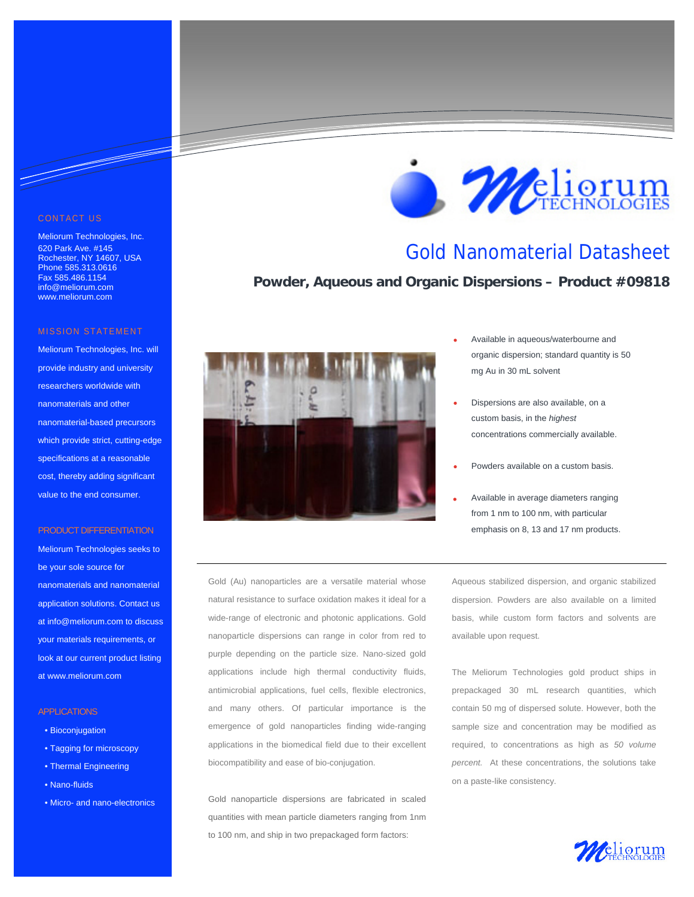# Gold Nanomaterial Datasheet

## Powder, Aqueous and Organic Dispersions – Product #09818

- Available in aqueous/waterbourne and organic dispersion; standard quantity is 50 mg Au in 30 mL solvent
- Dispersions are also available, on a custom basis, in the *highest* concentrations commercially available.
- Powders available on a custom basis.
- Available in average diameters ranging from 1 nm to 100 nm, with particular emphasis on 8, 13 and 17 nm products.

---

Gold (Au) nanoparticles are a versatile material whose natural resistance to surface oxidation makes it ideal for a wide-range of electronic and photonic applications. Gold nanoparticle dispersions can range in color from red to purple depending on the particle size. Nano-sized gold applications include high thermal conductivity fluids, antimicrobial applications, fuel cells, flexible electronics, and many others. Of particular importance is the emergence of gold nanoparticles finding wide-ranging applications in the biomedical field due to their excellent biocompatibility and ease of bio-conjugation.

Gold nanoparticle dispersions are fabricated in scaled quantities with mean particle diameters ranging from 1nm to 100 nm, and ship in two prepackaged form factors: Aqueous stabilized dispersion, and organic stabilized dispersion. Powders are also available on a limited basis, while custom form factors and solvents are available upon request.

The Meliorum Technologies gold product ships in prepackaged 30 mL research quantities, which contain 50 mg of dispersed solute. However, both the sample size and concentration may be modified as required, to concentrations as high as *50 volume percent.* At these concentrations, the solutions take on a paste-like consistency.

### CONTACT US

Meliorum Technologies, Inc.
620 Park Ave. #145
Rochester, NY 14607, USA
Phone 585.313.0616
Fax 585.486.1154
info@meliorum.com
www.meliorum.com

### MISSION STATEMENT

Meliorum Technologies, Inc. will provide industry and university researchers worldwide with nanomaterials and other nanomaterial-based precursors which provide strict, cutting-edge specifications at a reasonable cost, thereby adding significant value to the end consumer.

### PRODUCT DIFFERENTIATION

Meliorum Technologies seeks to be your sole source for nanomaterials and nanomaterial application solutions. Contact us at info@meliorum.com to discuss your materials requirements, or look at our current product listing at www.meliorum.com

### APPLICATIONS

- Bioconjugation
- Tagging for microscopy
- Thermal Engineering
- Nano-fluids
- Micro- and nano-electronics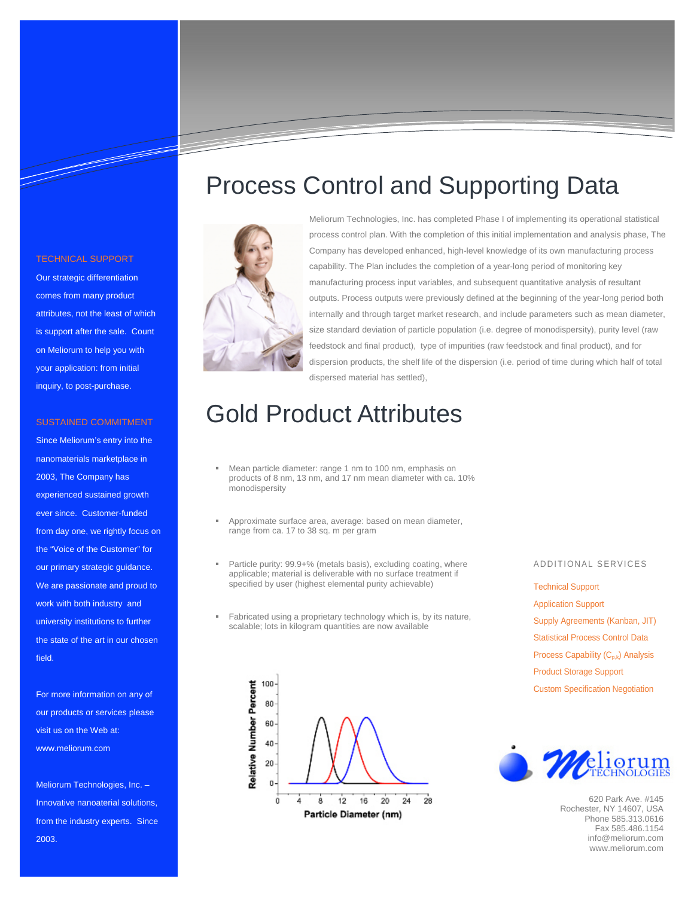# Process Control and Supporting Data

Meliorum Technologies, Inc. has completed Phase I of implementing its operational statistical process control plan. With the completion of this initial implementation and analysis phase, The Company has developed enhanced, high-level knowledge of its own manufacturing process capability. The Plan includes the completion of a year-long period of monitoring key manufacturing process input variables, and subsequent quantitative analysis of resultant outputs. Process outputs were previously defined at the beginning of the year-long period both internally and through target market research, and include parameters such as mean diameter, size standard deviation of particle population (i.e. degree of monodispersity), purity level (raw feedstock and final product), type of impurities (raw feedstock and final product), and for dispersion products, the shelf life of the dispersion (i.e. period of time during which half of total dispersed material has settled),

# Gold Product Attributes

- Mean particle diameter: range 1 nm to 100 nm, emphasis on products of 8 nm, 13 nm, and 17 nm mean diameter with ca. 10% monodispersity
- Approximate surface area, average: based on mean diameter, range from ca. 17 to 38 sq. m per gram
- Particle purity: 99.9+% (metals basis), excluding coating, where applicable; material is deliverable with no surface treatment if specified by user (highest elemental purity achievable)
- Fabricated using a proprietary technology which is, by its nature, scalable; lots in kilogram quantities are now available

Relative Number Percent
100
80
60
40
20
0
0 4 8 12 16 20 24 28
Particle Diameter (nm)

## ADDITIONAL SERVICES

Technical Support
Application Support
Supply Agreements (Kanban, JIT)
Statistical Process Control Data
Process Capability ($C_{p,k}$) Analysis
Product Storage Support
Custom Specification Negotiation

## TECHNICAL SUPPORT

Our strategic differentiation comes from many product attributes, not the least of which is support after the sale. Count on Meliorum to help you with your application: from initial inquiry, to post-purchase.

## SUSTAINED COMMITMENT

Since Meliorum's entry into the nanomaterials marketplace in 2003, The Company has experienced sustained growth ever since. Customer-funded from day one, we rightly focus on the "Voice of the Customer" for our primary strategic guidance. We are passionate and proud to work with both industry and university institutions to further the state of the art in our chosen field.

For more information on any of our products or services please visit us on the Web at: www.meliorum.com

Meliorum Technologies, Inc. – Innovative nanoaterial solutions, from the industry experts. Since 2003.

Meliorum TECHNOLOGIES

620 Park Ave. #145
Rochester, NY 14607, USA
Phone 585.313.0616
Fax 585.486.1154
info@meliorum.com
www.meliorum.com